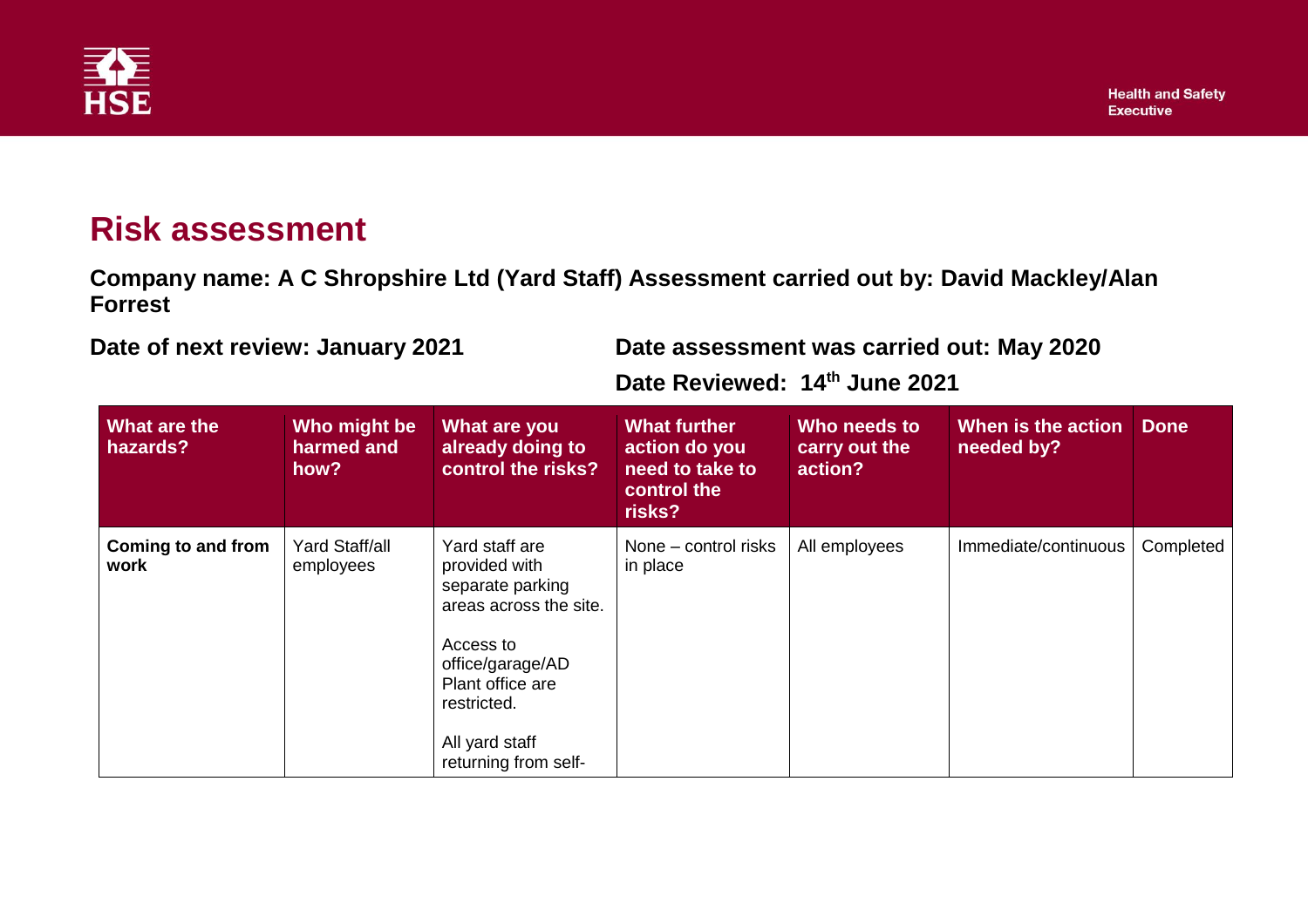# Risk assessment

**Company name: A C Shropshire Ltd (Yard Staff) Assessment carried out by: David Mackley/Alan Forrest**

**Date of next review: January 2021**

**Date assessment was carried out: May 2020**

**Date Reviewed: 14th June 2021**

| What are the hazards? | Who might be harmed and how? | What are you already doing to control the risks? | What further action do you need to take to control the risks? | Who needs to carry out the action? | When is the action needed by? | Done |
|---|---|---|---|---|---|---|
| **Coming to and from work** | Yard Staff/all employees | Yard staff are provided with separate parking areas across the site.<br><br>Access to office/garage/AD Plant office are restricted.<br><br>All yard staff returning from self- | None – control risks in place | All employees | Immediate/continuous | Completed |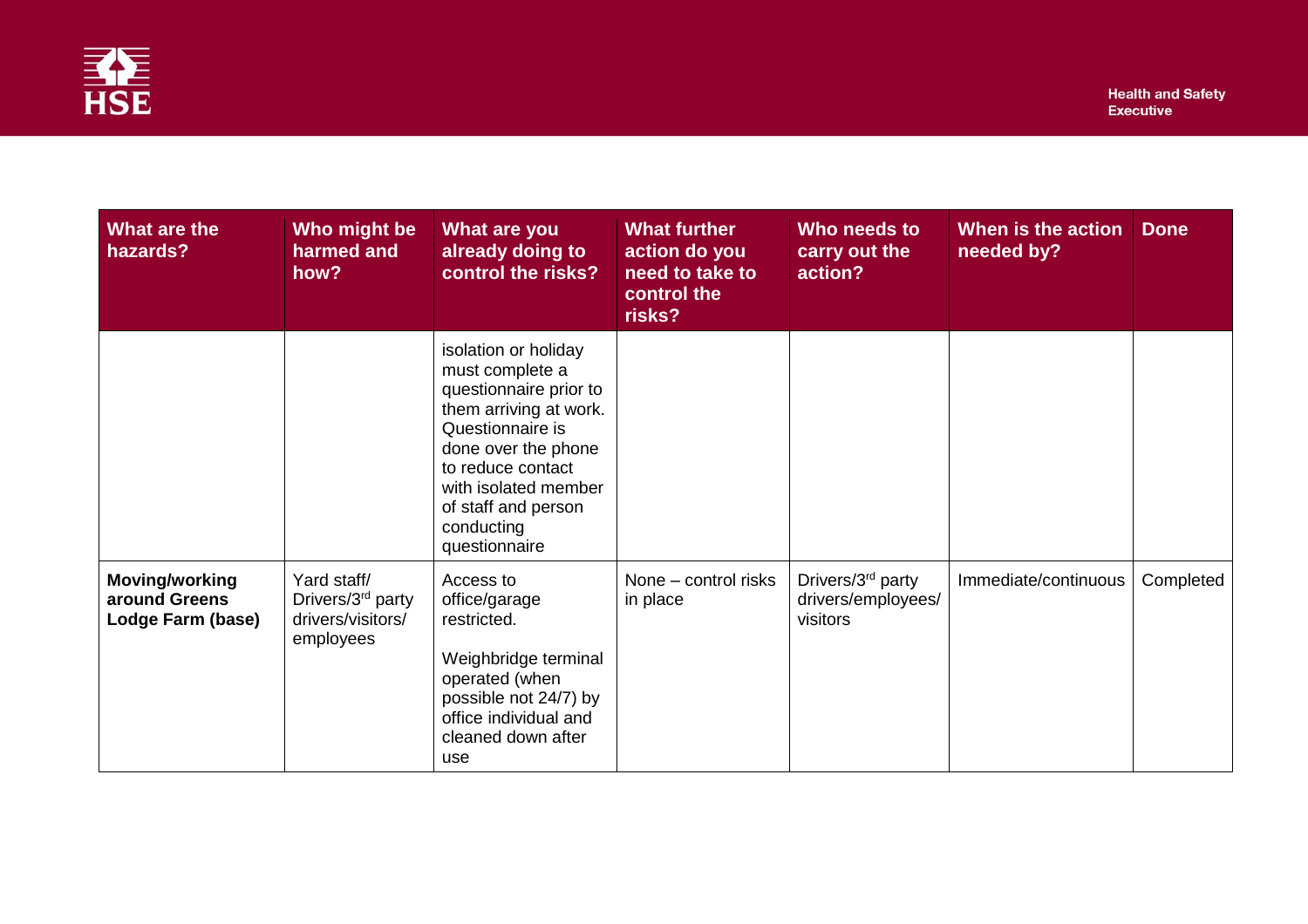| What are the hazards? | Who might be harmed and how? | What are you already doing to control the risks? | What further action do you need to take to control the risks? | Who needs to carry out the action? | When is the action needed by? | Done |
|---|---|---|---|---|---|---|
| | | isolation or holiday must complete a questionnaire prior to them arriving at work. Questionnaire is done over the phone to reduce contact with isolated member of staff and person conducting questionnaire | | | | |
| **Moving/working around Greens Lodge Farm (base)** | Yard staff/ Drivers/3rd party drivers/visitors/ employees | Access to office/garage restricted.<br><br>Weighbridge terminal operated (when possible not 24/7) by office individual and cleaned down after use | None – control risks in place | Drivers/3rd party drivers/employees/ visitors | Immediate/continuous | Completed |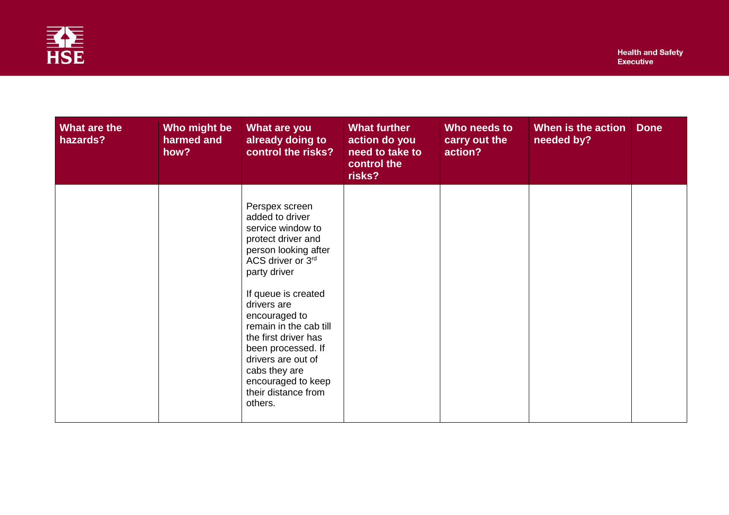| What are the hazards? | Who might be harmed and how? | What are you already doing to control the risks? | What further action do you need to take to control the risks? | Who needs to carry out the action? | When is the action needed by? | Done |
| --- | --- | --- | --- | --- | --- | --- |
| | | Perspex screen added to driver service window to protect driver and person looking after ACS driver or 3rd party driver<br><br>If queue is created drivers are encouraged to remain in the cab till the first driver has been processed. If drivers are out of cabs they are encouraged to keep their distance from others. | | | | |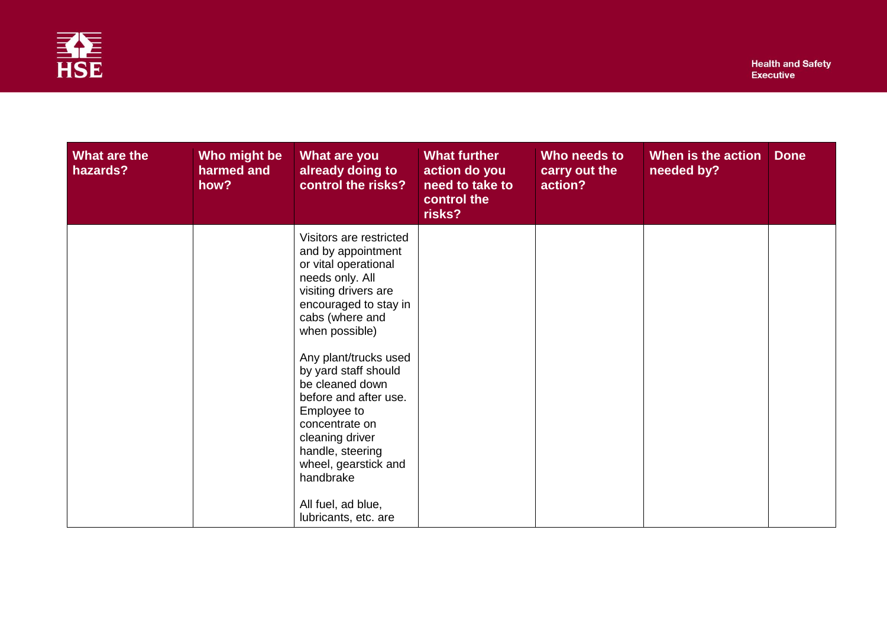| What are the hazards? | Who might be harmed and how? | What are you already doing to control the risks? | What further action do you need to take to control the risks? | Who needs to carry out the action? | When is the action needed by? | Done |
|---|---|---|---|---|---|---|
| | | Visitors are restricted and by appointment or vital operational needs only. All visiting drivers are encouraged to stay in cabs (where and when possible)<br><br>Any plant/trucks used by yard staff should be cleaned down before and after use. Employee to concentrate on cleaning driver handle, steering wheel, gearstick and handbrake<br><br>All fuel, ad blue, lubricants, etc. are | | | | |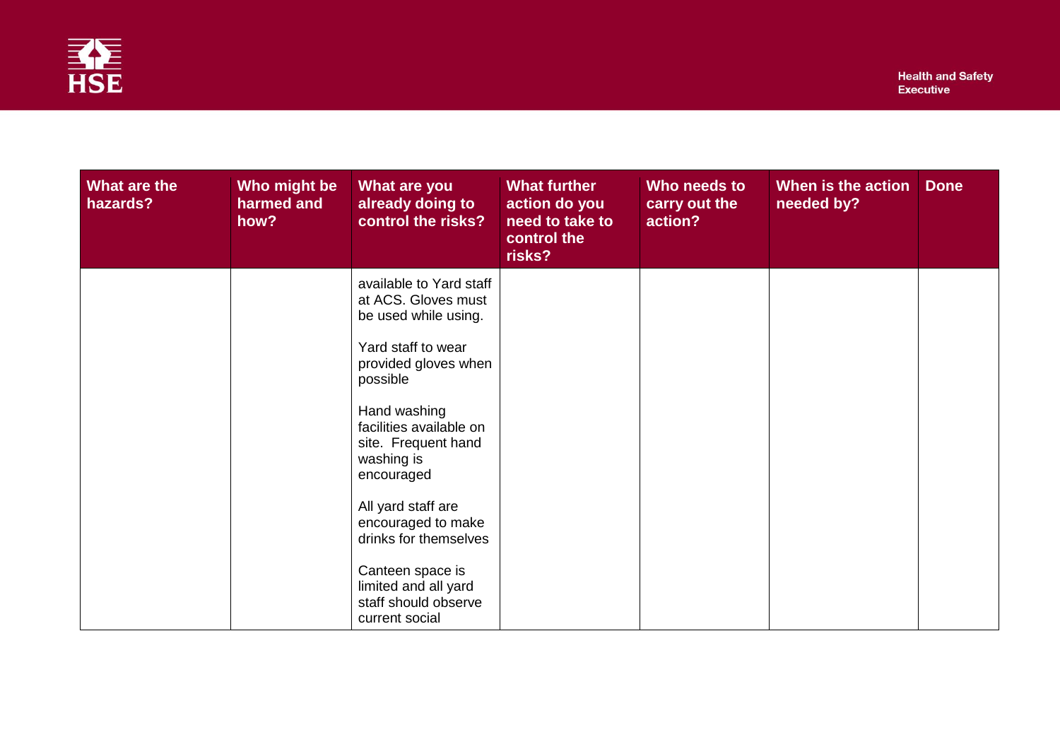| What are the hazards? | Who might be harmed and how? | What are you already doing to control the risks? | What further action do you need to take to control the risks? | Who needs to carry out the action? | When is the action needed by? | Done |
|---|---|---|---|---|---|---|
| | | available to Yard staff at ACS. Gloves must be used while using.<br><br>Yard staff to wear provided gloves when possible<br><br>Hand washing facilities available on site.  Frequent hand washing is encouraged<br><br>All yard staff are encouraged to make drinks for themselves<br><br>Canteen space is limited and all yard staff should observe current social | | | | |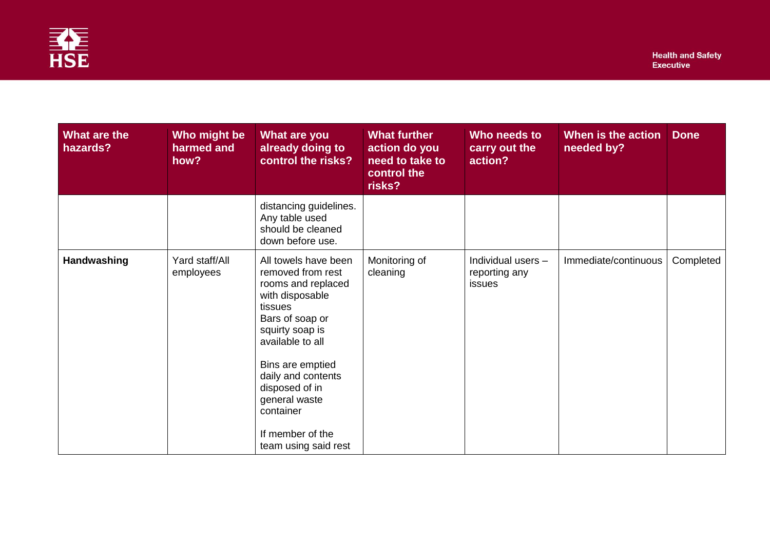| What are the hazards? | Who might be harmed and how? | What are you already doing to control the risks? | What further action do you need to take to control the risks? | Who needs to carry out the action? | When is the action needed by? | Done |
|---|---|---|---|---|---|---|
| | | distancing guidelines. Any table used should be cleaned down before use. | | | | |
| **Handwashing** | Yard staff/All employees | All towels have been removed from rest rooms and replaced with disposable tissues<br>Bars of soap or squirty soap is available to all<br><br>Bins are emptied daily and contents disposed of in general waste container<br><br>If member of the team using said rest | Monitoring of cleaning | Individual users – reporting any issues | Immediate/continuous | Completed |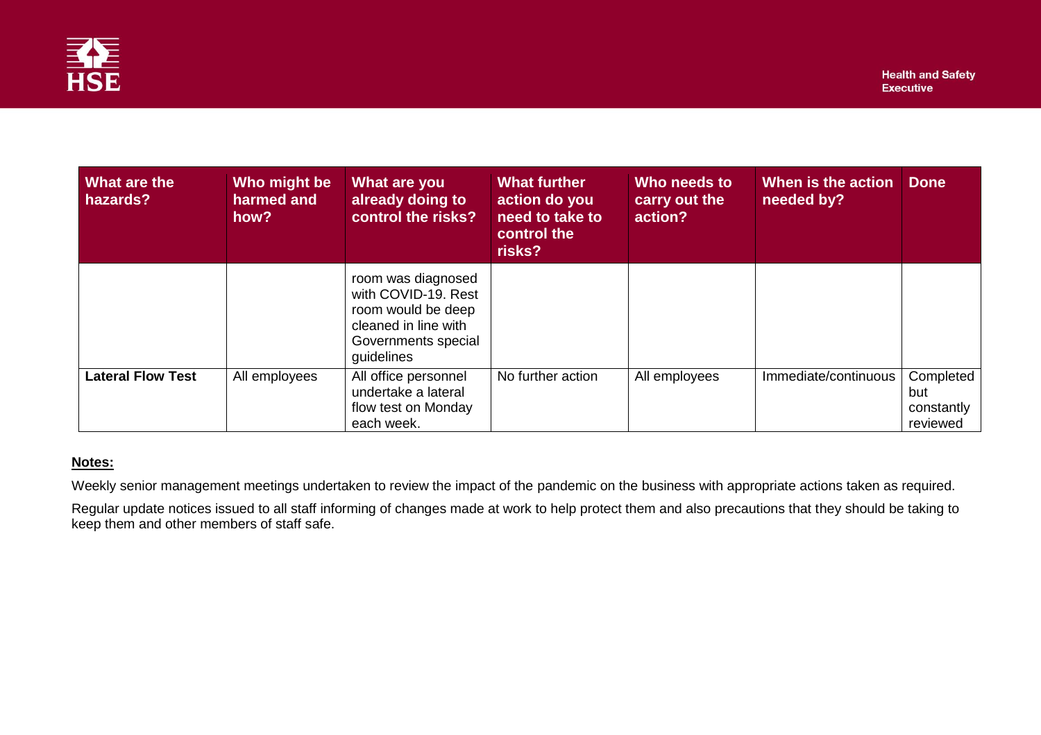| What are the hazards? | Who might be harmed and how? | What are you already doing to control the risks? | What further action do you need to take to control the risks? | Who needs to carry out the action? | When is the action needed by? | Done |
|---|---|---|---|---|---|---|
| | | room was diagnosed with COVID-19. Rest room would be deep cleaned in line with Governments special guidelines | | | | |
| **Lateral Flow Test** | All employees | All office personnel undertake a lateral flow test on Monday each week. | No further action | All employees | Immediate/continuous | Completed but constantly reviewed |

**Notes:**

Weekly senior management meetings undertaken to review the impact of the pandemic on the business with appropriate actions taken as required.

Regular update notices issued to all staff informing of changes made at work to help protect them and also precautions that they should be taking to keep them and other members of staff safe.